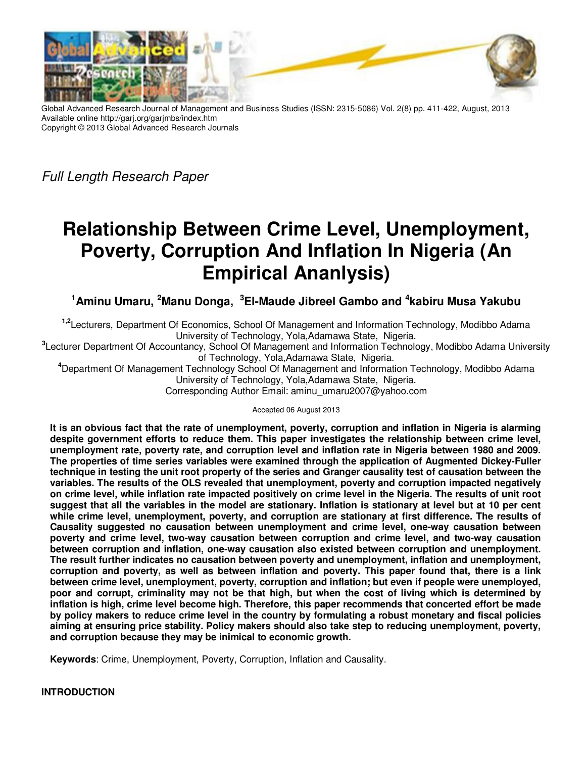Global Advanced Research Journal of Management and Business Studies (ISSN: 2315-5086) Vol. 2(8) pp. 411-422, August, 2013
Available online http://garj.org/garjmbs/index.htm
Copyright © 2013 Global Advanced Research Journals

*Full Length Research Paper*

# Relationship Between Crime Level, Unemployment, Poverty, Corruption And Inflation In Nigeria (An Empirical Ananlysis)

**[1]Aminu Umaru, [2]Manu Donga, [3]El-Maude Jibreel Gambo and [4]kabiru Musa Yakubu**

[1,2]Lecturers, Department Of Economics, School Of Management and Information Technology, Modibbo Adama University of Technology, Yola,Adamawa State, Nigeria.
[3]Lecturer Department Of Accountancy, School Of Management and Information Technology, Modibbo Adama University of Technology, Yola,Adamawa State, Nigeria.
[4]Department Of Management Technology School Of Management and Information Technology, Modibbo Adama University of Technology, Yola,Adamawa State, Nigeria.
Corresponding Author Email: aminu_umaru2007@yahoo.com

Accepted 06 August 2013

**It is an obvious fact that the rate of unemployment, poverty, corruption and inflation in Nigeria is alarming despite government efforts to reduce them. This paper investigates the relationship between crime level, unemployment rate, poverty rate, and corruption level and inflation rate in Nigeria between 1980 and 2009. The properties of time series variables were examined through the application of Augmented Dickey-Fuller technique in testing the unit root property of the series and Granger causality test of causation between the variables. The results of the OLS revealed that unemployment, poverty and corruption impacted negatively on crime level, while inflation rate impacted positively on crime level in the Nigeria. The results of unit root suggest that all the variables in the model are stationary. Inflation is stationary at level but at 10 per cent while crime level, unemployment, poverty, and corruption are stationary at first difference. The results of Causality suggested no causation between unemployment and crime level, one-way causation between poverty and crime level, two-way causation between corruption and crime level, and two-way causation between corruption and inflation, one-way causation also existed between corruption and unemployment. The result further indicates no causation between poverty and unemployment, inflation and unemployment, corruption and poverty, as well as between inflation and poverty. This paper found that, there is a link between crime level, unemployment, poverty, corruption and inflation; but even if people were unemployed, poor and corrupt, criminality may not be that high, but when the cost of living which is determined by inflation is high, crime level become high. Therefore, this paper recommends that concerted effort be made by policy makers to reduce crime level in the country by formulating a robust monetary and fiscal policies aiming at ensuring price stability. Policy makers should also take step to reducing unemployment, poverty, and corruption because they may be inimical to economic growth.**

**Keywords**: Crime, Unemployment, Poverty, Corruption, Inflation and Causality.

## INTRODUCTION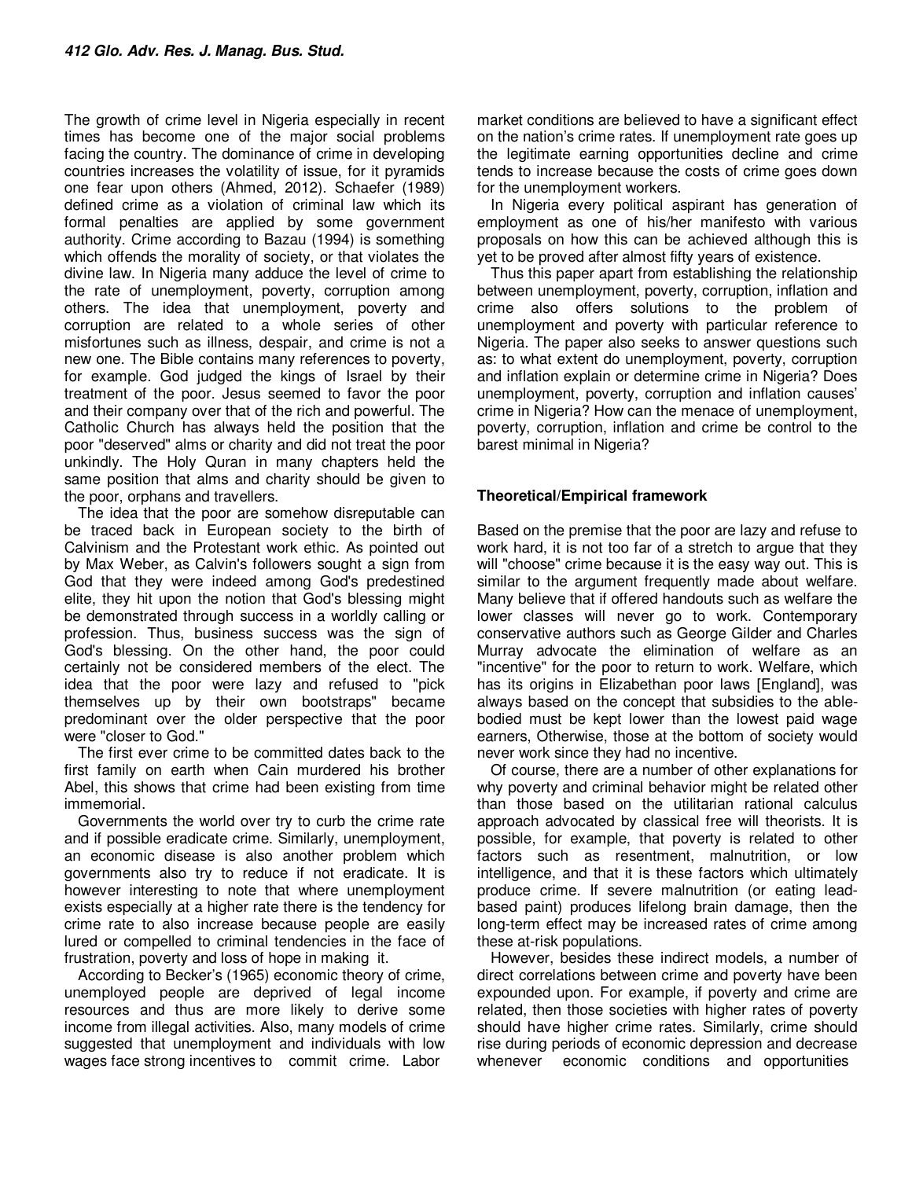The growth of crime level in Nigeria especially in recent times has become one of the major social problems facing the country. The dominance of crime in developing countries increases the volatility of issue, for it pyramids one fear upon others (Ahmed, 2012). Schaefer (1989) defined crime as a violation of criminal law which its formal penalties are applied by some government authority. Crime according to Bazau (1994) is something which offends the morality of society, or that violates the divine law. In Nigeria many adduce the level of crime to the rate of unemployment, poverty, corruption among others. The idea that unemployment, poverty and corruption are related to a whole series of other misfortunes such as illness, despair, and crime is not a new one. The Bible contains many references to poverty, for example. God judged the kings of Israel by their treatment of the poor. Jesus seemed to favor the poor and their company over that of the rich and powerful. The Catholic Church has always held the position that the poor "deserved" alms or charity and did not treat the poor unkindly. The Holy Quran in many chapters held the same position that alms and charity should be given to the poor, orphans and travellers.

The idea that the poor are somehow disreputable can be traced back in European society to the birth of Calvinism and the Protestant work ethic. As pointed out by Max Weber, as Calvin's followers sought a sign from God that they were indeed among God's predestined elite, they hit upon the notion that God's blessing might be demonstrated through success in a worldly calling or profession. Thus, business success was the sign of God's blessing. On the other hand, the poor could certainly not be considered members of the elect. The idea that the poor were lazy and refused to "pick themselves up by their own bootstraps" became predominant over the older perspective that the poor were "closer to God."

The first ever crime to be committed dates back to the first family on earth when Cain murdered his brother Abel, this shows that crime had been existing from time immemorial.

Governments the world over try to curb the crime rate and if possible eradicate crime. Similarly, unemployment, an economic disease is also another problem which governments also try to reduce if not eradicate. It is however interesting to note that where unemployment exists especially at a higher rate there is the tendency for crime rate to also increase because people are easily lured or compelled to criminal tendencies in the face of frustration, poverty and loss of hope in making it.

According to Becker's (1965) economic theory of crime, unemployed people are deprived of legal income resources and thus are more likely to derive some income from illegal activities. Also, many models of crime suggested that unemployment and individuals with low wages face strong incentives to commit crime. Labor market conditions are believed to have a significant effect on the nation's crime rates. If unemployment rate goes up the legitimate earning opportunities decline and crime tends to increase because the costs of crime goes down for the unemployment workers.

In Nigeria every political aspirant has generation of employment as one of his/her manifesto with various proposals on how this can be achieved although this is yet to be proved after almost fifty years of existence.

Thus this paper apart from establishing the relationship between unemployment, poverty, corruption, inflation and crime also offers solutions to the problem of unemployment and poverty with particular reference to Nigeria. The paper also seeks to answer questions such as: to what extent do unemployment, poverty, corruption and inflation explain or determine crime in Nigeria? Does unemployment, poverty, corruption and inflation causes' crime in Nigeria? How can the menace of unemployment, poverty, corruption, inflation and crime be control to the barest minimal in Nigeria?

## Theoretical/Empirical framework

Based on the premise that the poor are lazy and refuse to work hard, it is not too far of a stretch to argue that they will "choose" crime because it is the easy way out. This is similar to the argument frequently made about welfare. Many believe that if offered handouts such as welfare the lower classes will never go to work. Contemporary conservative authors such as George Gilder and Charles Murray advocate the elimination of welfare as an "incentive" for the poor to return to work. Welfare, which has its origins in Elizabethan poor laws [England], was always based on the concept that subsidies to the able-bodied must be kept lower than the lowest paid wage earners, Otherwise, those at the bottom of society would never work since they had no incentive.

Of course, there are a number of other explanations for why poverty and criminal behavior might be related other than those based on the utilitarian rational calculus approach advocated by classical free will theorists. It is possible, for example, that poverty is related to other factors such as resentment, malnutrition, or low intelligence, and that it is these factors which ultimately produce crime. If severe malnutrition (or eating lead-based paint) produces lifelong brain damage, then the long-term effect may be increased rates of crime among these at-risk populations.

However, besides these indirect models, a number of direct correlations between crime and poverty have been expounded upon. For example, if poverty and crime are related, then those societies with higher rates of poverty should have higher crime rates. Similarly, crime should rise during periods of economic depression and decrease whenever economic conditions and opportunities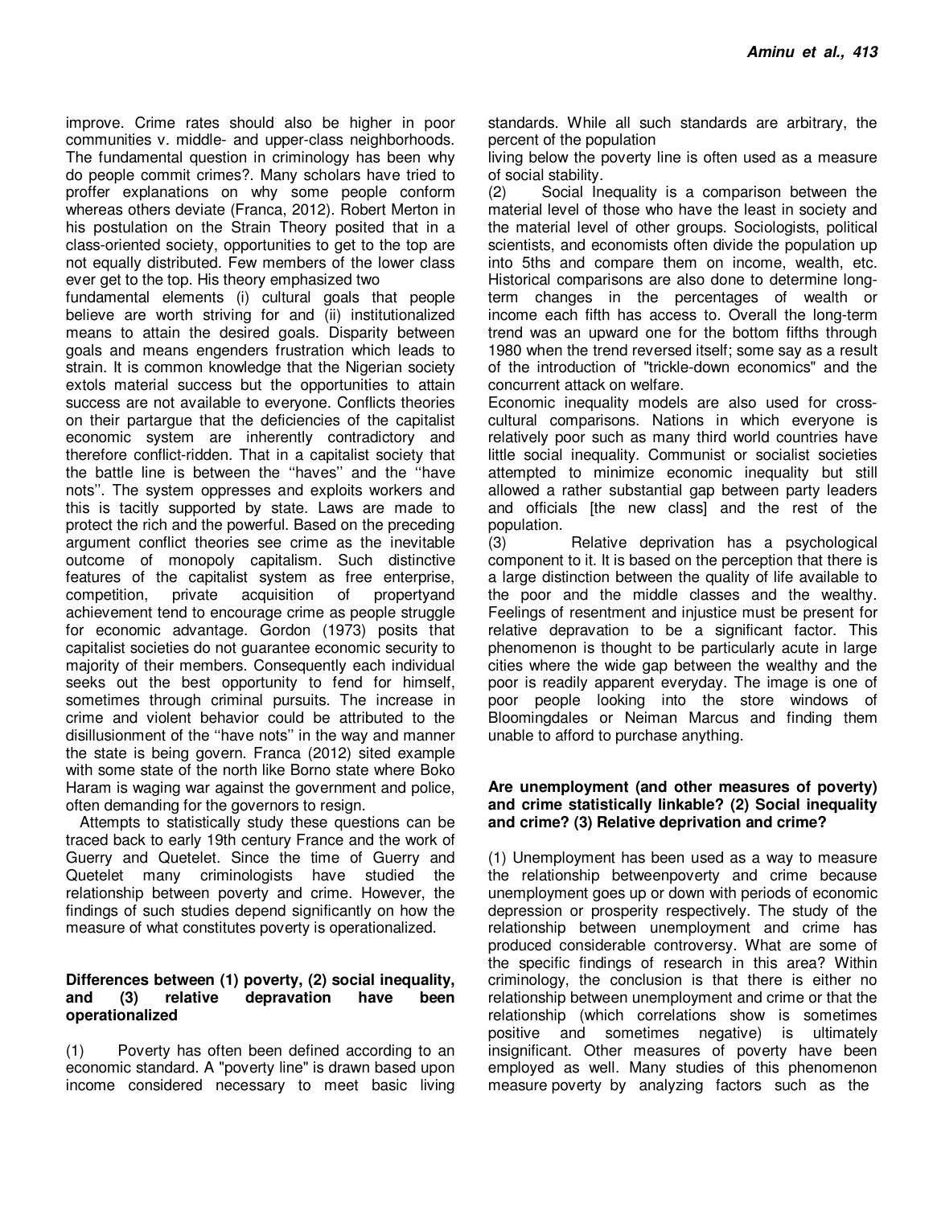improve. Crime rates should also be higher in poor communities v. middle- and upper-class neighborhoods. The fundamental question in criminology has been why do people commit crimes?. Many scholars have tried to proffer explanations on why some people conform whereas others deviate (Franca, 2012). Robert Merton in his postulation on the Strain Theory posited that in a class-oriented society, opportunities to get to the top are not equally distributed. Few members of the lower class ever get to the top. His theory emphasized two fundamental elements (i) cultural goals that people believe are worth striving for and (ii) institutionalized means to attain the desired goals. Disparity between goals and means engenders frustration which leads to strain. It is common knowledge that the Nigerian society extols material success but the opportunities to attain success are not available to everyone. Conflicts theories on their partargue that the deficiencies of the capitalist economic system are inherently contradictory and therefore conflict-ridden. That in a capitalist society that the battle line is between the ''haves'' and the ''have nots''. The system oppresses and exploits workers and this is tacitly supported by state. Laws are made to protect the rich and the powerful. Based on the preceding argument conflict theories see crime as the inevitable outcome of monopoly capitalism. Such distinctive features of the capitalist system as free enterprise, competition, private acquisition of propertyand achievement tend to encourage crime as people struggle for economic advantage. Gordon (1973) posits that capitalist societies do not guarantee economic security to majority of their members. Consequently each individual seeks out the best opportunity to fend for himself, sometimes through criminal pursuits. The increase in crime and violent behavior could be attributed to the disillusionment of the ''have nots'' in the way and manner the state is being govern. Franca (2012) sited example with some state of the north like Borno state where Boko Haram is waging war against the government and police, often demanding for the governors to resign.

Attempts to statistically study these questions can be traced back to early 19th century France and the work of Guerry and Quetelet. Since the time of Guerry and Quetelet many criminologists have studied the relationship between poverty and crime. However, the findings of such studies depend significantly on how the measure of what constitutes poverty is operationalized.

### Differences between (1) poverty, (2) social inequality, and (3) relative depravation have been operationalized

(1) Poverty has often been defined according to an economic standard. A "poverty line" is drawn based upon income considered necessary to meet basic living standards. While all such standards are arbitrary, the percent of the population living below the poverty line is often used as a measure of social stability.

(2) Social Inequality is a comparison between the material level of those who have the least in society and the material level of other groups. Sociologists, political scientists, and economists often divide the population up into 5ths and compare them on income, wealth, etc. Historical comparisons are also done to determine long-term changes in the percentages of wealth or income each fifth has access to. Overall the long-term trend was an upward one for the bottom fifths through 1980 when the trend reversed itself; some say as a result of the introduction of "trickle-down economics" and the concurrent attack on welfare.

Economic inequality models are also used for cross-cultural comparisons. Nations in which everyone is relatively poor such as many third world countries have little social inequality. Communist or socialist societies attempted to minimize economic inequality but still allowed a rather substantial gap between party leaders and officials [the new class] and the rest of the population.

(3) Relative deprivation has a psychological component to it. It is based on the perception that there is a large distinction between the quality of life available to the poor and the middle classes and the wealthy. Feelings of resentment and injustice must be present for relative depravation to be a significant factor. This phenomenon is thought to be particularly acute in large cities where the wide gap between the wealthy and the poor is readily apparent everyday. The image is one of poor people looking into the store windows of Bloomingdales or Neiman Marcus and finding them unable to afford to purchase anything.

### Are unemployment (and other measures of poverty) and crime statistically linkable? (2) Social inequality and crime? (3) Relative deprivation and crime?

(1) Unemployment has been used as a way to measure the relationship betweenpoverty and crime because unemployment goes up or down with periods of economic depression or prosperity respectively. The study of the relationship between unemployment and crime has produced considerable controversy. What are some of the specific findings of research in this area? Within criminology, the conclusion is that there is either no relationship between unemployment and crime or that the relationship (which correlations show is sometimes positive and sometimes negative) is ultimately insignificant. Other measures of poverty have been employed as well. Many studies of this phenomenon measure poverty by analyzing factors such as the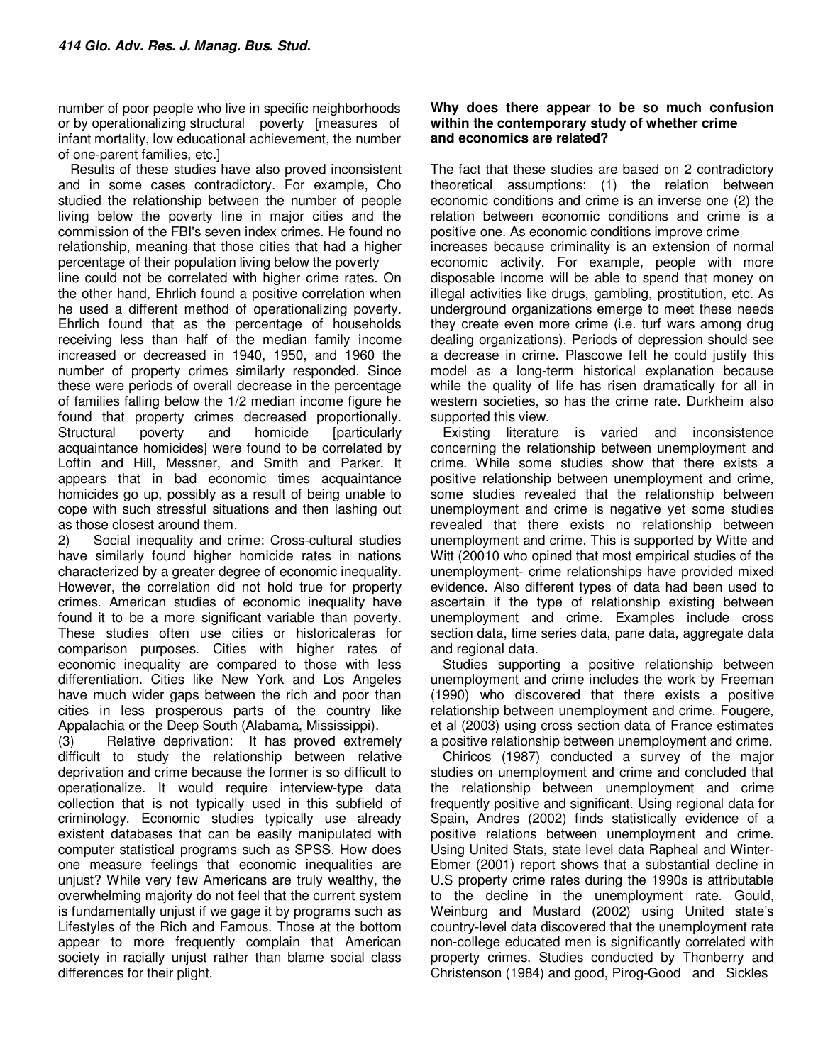number of poor people who live in specific neighborhoods or by operationalizing structural poverty [measures of infant mortality, low educational achievement, the number of one-parent families, etc.]

Results of these studies have also proved inconsistent and in some cases contradictory. For example, Cho studied the relationship between the number of people living below the poverty line in major cities and the commission of the FBI's seven index crimes. He found no relationship, meaning that those cities that had a higher percentage of their population living below the poverty line could not be correlated with higher crime rates. On the other hand, Ehrlich found a positive correlation when he used a different method of operationalizing poverty. Ehrlich found that as the percentage of households receiving less than half of the median family income increased or decreased in 1940, 1950, and 1960 the number of property crimes similarly responded. Since these were periods of overall decrease in the percentage of families falling below the 1/2 median income figure he found that property crimes decreased proportionally. Structural poverty and homicide [particularly acquaintance homicides] were found to be correlated by Loftin and Hill, Messner, and Smith and Parker. It appears that in bad economic times acquaintance homicides go up, possibly as a result of being unable to cope with such stressful situations and then lashing out as those closest around them.

2) Social inequality and crime: Cross-cultural studies have similarly found higher homicide rates in nations characterized by a greater degree of economic inequality. However, the correlation did not hold true for property crimes. American studies of economic inequality have found it to be a more significant variable than poverty. These studies often use cities or historicaleras for comparison purposes. Cities with higher rates of economic inequality are compared to those with less differentiation. Cities like New York and Los Angeles have much wider gaps between the rich and poor than cities in less prosperous parts of the country like Appalachia or the Deep South (Alabama, Mississippi).

(3) Relative deprivation: It has proved extremely difficult to study the relationship between relative deprivation and crime because the former is so difficult to operationalize. It would require interview-type data collection that is not typically used in this subfield of criminology. Economic studies typically use already existent databases that can be easily manipulated with computer statistical programs such as SPSS. How does one measure feelings that economic inequalities are unjust? While very few Americans are truly wealthy, the overwhelming majority do not feel that the current system is fundamentally unjust if we gage it by programs such as Lifestyles of the Rich and Famous. Those at the bottom appear to more frequently complain that American society in racially unjust rather than blame social class differences for their plight.

**Why does there appear to be so much confusion within the contemporary study of whether crime and economics are related?**

The fact that these studies are based on 2 contradictory theoretical assumptions: (1) the relation between economic conditions and crime is an inverse one (2) the relation between economic conditions and crime is a positive one. As economic conditions improve crime increases because criminality is an extension of normal economic activity. For example, people with more disposable income will be able to spend that money on illegal activities like drugs, gambling, prostitution, etc. As underground organizations emerge to meet these needs they create even more crime (i.e. turf wars among drug dealing organizations). Periods of depression should see a decrease in crime. Plascowe felt he could justify this model as a long-term historical explanation because while the quality of life has risen dramatically for all in western societies, so has the crime rate. Durkheim also supported this view.

Existing literature is varied and inconsistence concerning the relationship between unemployment and crime. While some studies show that there exists a positive relationship between unemployment and crime, some studies revealed that the relationship between unemployment and crime is negative yet some studies revealed that there exists no relationship between unemployment and crime. This is supported by Witte and Witt (20010 who opined that most empirical studies of the unemployment- crime relationships have provided mixed evidence. Also different types of data had been used to ascertain if the type of relationship existing between unemployment and crime. Examples include cross section data, time series data, pane data, aggregate data and regional data.

Studies supporting a positive relationship between unemployment and crime includes the work by Freeman (1990) who discovered that there exists a positive relationship between unemployment and crime. Fougere, et al (2003) using cross section data of France estimates a positive relationship between unemployment and crime.

Chiricos (1987) conducted a survey of the major studies on unemployment and crime and concluded that the relationship between unemployment and crime frequently positive and significant. Using regional data for Spain, Andres (2002) finds statistically evidence of a positive relations between unemployment and crime. Using United Stats, state level data Rapheal and Winter-Ebmer (2001) report shows that a substantial decline in U.S property crime rates during the 1990s is attributable to the decline in the unemployment rate. Gould, Weinburg and Mustard (2002) using United state's country-level data discovered that the unemployment rate non-college educated men is significantly correlated with property crimes. Studies conducted by Thonberry and Christenson (1984) and good, Pirog-Good and Sickles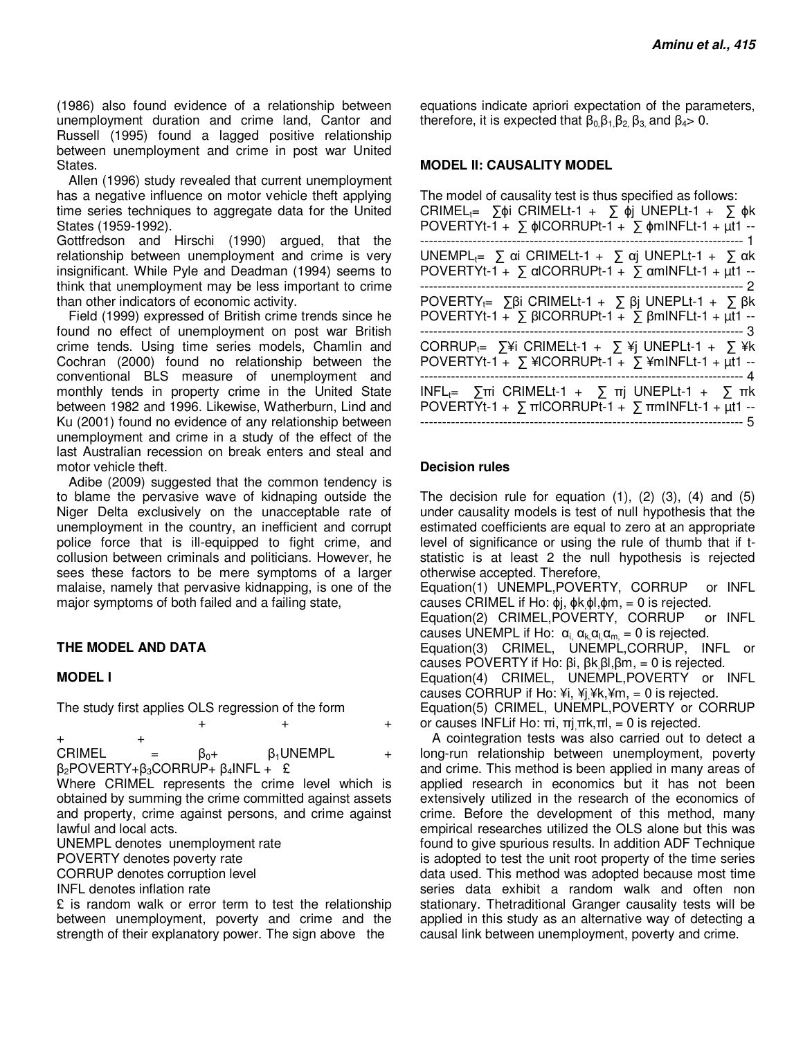(1986) also found evidence of a relationship between unemployment duration and crime land, Cantor and Russell (1995) found a lagged positive relationship between unemployment and crime in post war United States.

Allen (1996) study revealed that current unemployment has a negative influence on motor vehicle theft applying time series techniques to aggregate data for the United States (1959-1992).

Gottfredson and Hirschi (1990) argued, that the relationship between unemployment and crime is very insignificant. While Pyle and Deadman (1994) seems to think that unemployment may be less important to crime than other indicators of economic activity.

Field (1999) expressed of British crime trends since he found no effect of unemployment on post war British crime tends. Using time series models, Chamlin and Cochran (2000) found no relationship between the conventional BLS measure of unemployment and monthly tends in property crime in the United State between 1982 and 1996. Likewise, Watherburn, Lind and Ku (2001) found no evidence of any relationship between unemployment and crime in a study of the effect of the last Australian recession on break enters and steal and motor vehicle theft.

Adibe (2009) suggested that the common tendency is to blame the pervasive wave of kidnaping outside the Niger Delta exclusively on the unacceptable rate of unemployment in the country, an inefficient and corrupt police force that is ill-equipped to fight crime, and collusion between criminals and politicians. However, he sees these factors to be mere symptoms of a larger malaise, namely that pervasive kidnapping, is one of the major symptoms of both failed and a failing state,

## THE MODEL AND DATA

### MODEL I

The study first applies OLS regression of the form

$$CRIMEL = \beta_0 + \overset{+}{\beta_1} UNEMPL + \overset{+}{\beta_2} POVERTY + \overset{+}{\beta_3} CORRUP + \overset{+}{\beta_4} INFL + £$$

Where CRIMEL represents the crime level which is obtained by summing the crime committed against assets and property, crime against persons, and crime against lawful and local acts.

UNEMPL denotes unemployment rate

POVERTY denotes poverty rate

CORRUP denotes corruption level

INFL denotes inflation rate

£ is random walk or error term to test the relationship between unemployment, poverty and crime and the strength of their explanatory power. The sign above the equations indicate apriori expectation of the parameters, therefore, it is expected that $\beta_0, \beta_1, \beta_2, \beta_3,$ and $\beta_4 > 0$.

### MODEL II: CAUSALITY MODEL

The model of causality test is thus specified as follows:

$$CRIMEL_t = \sum \phi i\ CRIMELt\text{-}1 + \sum \phi j\ UNEPLt\text{-}1 + \sum \phi k\ POVERTYt\text{-}1 + \sum \phi lCORRUPt\text{-}1 + \sum \phi mINFLt\text{-}1 + \mu t1 \quad \text{--- } 1$$

$$UNEMPL_t = \sum \alpha i\ CRIMELt\text{-}1 + \sum \alpha j\ UNEPLt\text{-}1 + \sum \alpha k\ POVERTYt\text{-}1 + \sum \alpha lCORRUPt\text{-}1 + \sum \alpha mINFLt\text{-}1 + \mu t1 \quad \text{--- } 2$$

$$POVERTY_t = \sum \beta i\ CRIMELt\text{-}1 + \sum \beta j\ UNEPLt\text{-}1 + \sum \beta k\ POVERTYt\text{-}1 + \sum \beta lCORRUPt\text{-}1 + \sum \beta mINFLt\text{-}1 + \mu t1 \quad \text{--- } 3$$

$$CORRUP_t = \sum ¥i\ CRIMELt\text{-}1 + \sum ¥j\ UNEPLt\text{-}1 + \sum ¥k\ POVERTYt\text{-}1 + \sum ¥lCORRUPt\text{-}1 + \sum ¥mINFLt\text{-}1 + \mu t1 \quad \text{--- } 4$$

$$INFL_t = \sum \pi i\ CRIMELt\text{-}1 + \sum \pi j\ UNEPLt\text{-}1 + \sum \pi k\ POVERTYt\text{-}1 + \sum \pi lCORRUPt\text{-}1 + \sum \pi mINFLt\text{-}1 + \mu t1 \quad \text{--- } 5$$

### Decision rules

The decision rule for equation (1), (2) (3), (4) and (5) under causality models is test of null hypothesis that the estimated coefficients are equal to zero at an appropriate level of significance or using the rule of thumb that if t-statistic is at least 2 the null hypothesis is rejected otherwise accepted. Therefore,

Equation(1) UNEMPL,POVERTY, CORRUP or INFL causes CRIMEL if Ho: $\phi j, \phi k, \phi l, \phi m, = 0$ is rejected.

Equation(2) CRIMEL,POVERTY, CORRUP or INFL causes UNEMPL if Ho: $\alpha_i, \alpha_k, \alpha_l, \alpha_m, = 0$ is rejected.

Equation(3) CRIMEL, UNEMPL,CORRUP, INFL or causes POVERTY if Ho: $\beta i, \beta k, \beta l, \beta m, = 0$ is rejected.

Equation(4) CRIMEL, UNEMPL,POVERTY or INFL causes CORRUP if Ho: ¥i, ¥j,¥k,¥m, = 0 is rejected.

Equation(5) CRIMEL, UNEMPL,POVERTY or CORRUP or causes INFLif Ho: $\pi i, \pi j, \pi k, \pi l, = 0$ is rejected.

A cointegration tests was also carried out to detect a long-run relationship between unemployment, poverty and crime. This method is been applied in many areas of applied research in economics but it has not been extensively utilized in the research of the economics of crime. Before the development of this method, many empirical researches utilized the OLS alone but this was found to give spurious results. In addition ADF Technique is adopted to test the unit root property of the time series data used. This method was adopted because most time series data exhibit a random walk and often non stationary. Thetraditional Granger causality tests will be applied in this study as an alternative way of detecting a causal link between unemployment, poverty and crime.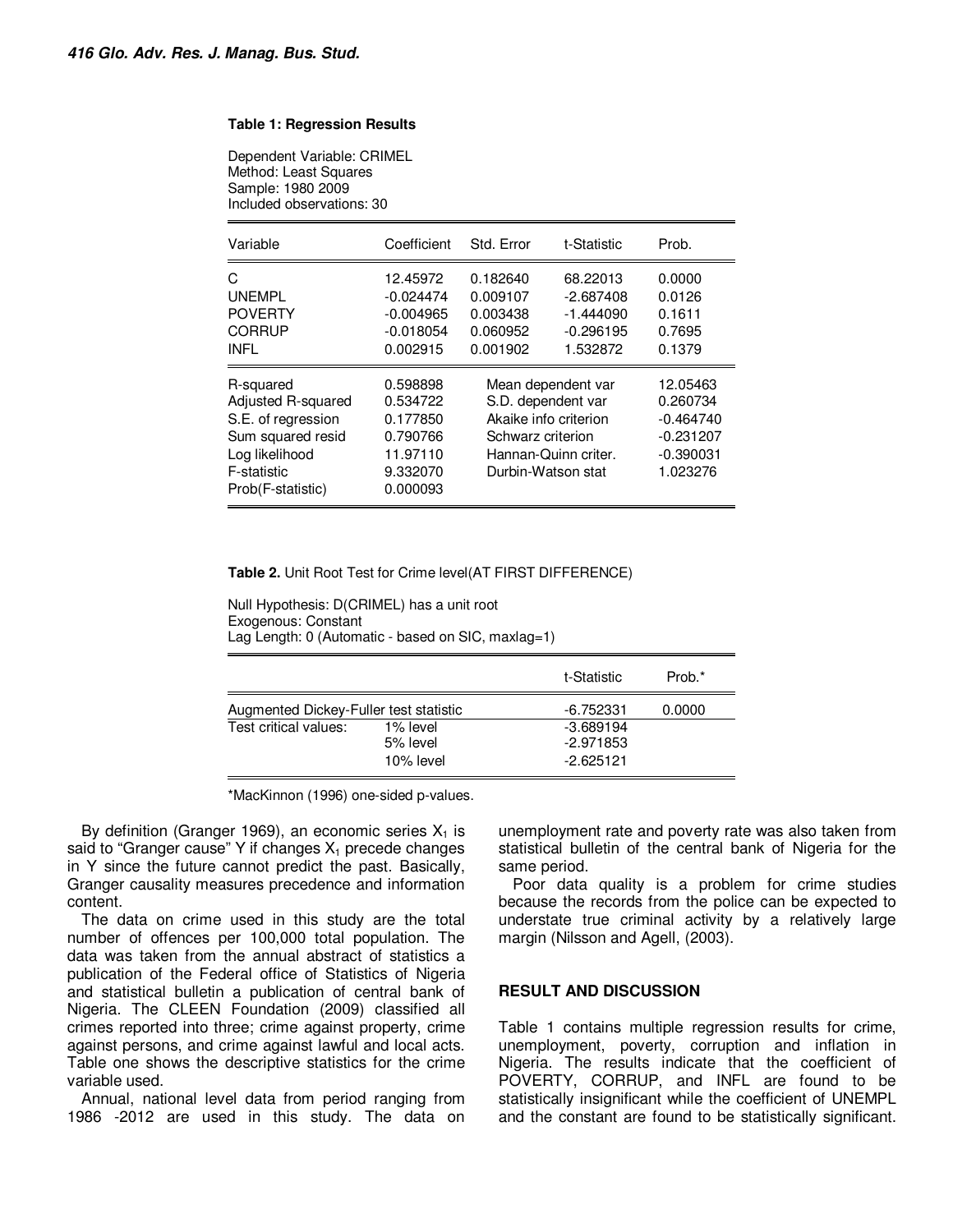**Table 1: Regression Results**

Dependent Variable: CRIMEL
Method: Least Squares
Sample: 1980 2009
Included observations: 30

| Variable | Coefficient | Std. Error | t-Statistic | Prob. |
|---|---|---|---|---|
| C | 12.45972 | 0.182640 | 68.22013 | 0.0000 |
| UNEMPL | -0.024474 | 0.009107 | -2.687408 | 0.0126 |
| POVERTY | -0.004965 | 0.003438 | -1.444090 | 0.1611 |
| CORRUP | -0.018054 | 0.060952 | -0.296195 | 0.7695 |
| INFL | 0.002915 | 0.001902 | 1.532872 | 0.1379 |

| | | | |
|---|---|---|---|
| R-squared | 0.598898 | Mean dependent var | 12.05463 |
| Adjusted R-squared | 0.534722 | S.D. dependent var | 0.260734 |
| S.E. of regression | 0.177850 | Akaike info criterion | -0.464740 |
| Sum squared resid | 0.790766 | Schwarz criterion | -0.231207 |
| Log likelihood | 11.97110 | Hannan-Quinn criter. | -0.390031 |
| F-statistic | 9.332070 | Durbin-Watson stat | 1.023276 |
| Prob(F-statistic) | 0.000093 | | |

**Table 2.** Unit Root Test for Crime level(AT FIRST DIFFERENCE)

Null Hypothesis: D(CRIMEL) has a unit root
Exogenous: Constant
Lag Length: 0 (Automatic - based on SIC, maxlag=1)

| | | t-Statistic | Prob.* |
|---|---|---|---|
| Augmented Dickey-Fuller test statistic | | -6.752331 | 0.0000 |
| Test critical values: | 1% level | -3.689194 | |
| | 5% level | -2.971853 | |
| | 10% level | -2.625121 | |

*MacKinnon (1996) one-sided p-values.

By definition (Granger 1969), an economic series $X_1$ is said to "Granger cause" Y if changes $X_1$ precede changes in Y since the future cannot predict the past. Basically, Granger causality measures precedence and information content.

The data on crime used in this study are the total number of offences per 100,000 total population. The data was taken from the annual abstract of statistics a publication of the Federal office of Statistics of Nigeria and statistical bulletin a publication of central bank of Nigeria. The CLEEN Foundation (2009) classified all crimes reported into three; crime against property, crime against persons, and crime against lawful and local acts. Table one shows the descriptive statistics for the crime variable used.

Annual, national level data from period ranging from 1986 -2012 are used in this study. The data on unemployment rate and poverty rate was also taken from statistical bulletin of the central bank of Nigeria for the same period.

Poor data quality is a problem for crime studies because the records from the police can be expected to understate true criminal activity by a relatively large margin (Nilsson and Agell, (2003).

## RESULT AND DISCUSSION

Table 1 contains multiple regression results for crime, unemployment, poverty, corruption and inflation in Nigeria. The results indicate that the coefficient of POVERTY, CORRUP, and INFL are found to be statistically insignificant while the coefficient of UNEMPL and the constant are found to be statistically significant.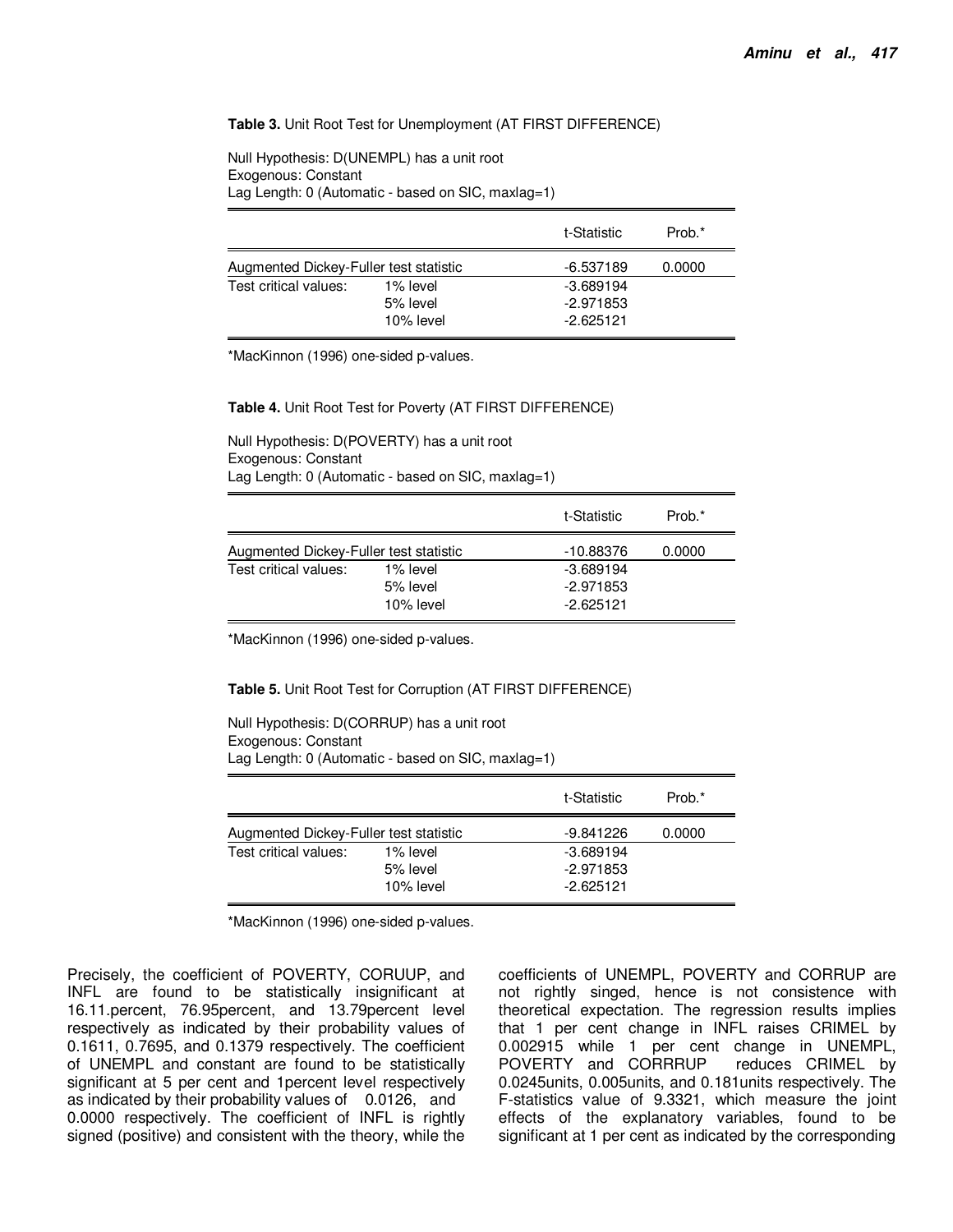**Table 3.** Unit Root Test for Unemployment (AT FIRST DIFFERENCE)

Null Hypothesis: D(UNEMPL) has a unit root
Exogenous: Constant
Lag Length: 0 (Automatic - based on SIC, maxlag=1)

| | | t-Statistic | Prob.* |
|---|---|---|---|
| Augmented Dickey-Fuller test statistic | | -6.537189 | 0.0000 |
| Test critical values: | 1% level | -3.689194 | |
| | 5% level | -2.971853 | |
| | 10% level | -2.625121 | |

*MacKinnon (1996) one-sided p-values.

**Table 4.** Unit Root Test for Poverty (AT FIRST DIFFERENCE)

Null Hypothesis: D(POVERTY) has a unit root
Exogenous: Constant
Lag Length: 0 (Automatic - based on SIC, maxlag=1)

| | | t-Statistic | Prob.* |
|---|---|---|---|
| Augmented Dickey-Fuller test statistic | | -10.88376 | 0.0000 |
| Test critical values: | 1% level | -3.689194 | |
| | 5% level | -2.971853 | |
| | 10% level | -2.625121 | |

*MacKinnon (1996) one-sided p-values.

**Table 5.** Unit Root Test for Corruption (AT FIRST DIFFERENCE)

Null Hypothesis: D(CORRUP) has a unit root
Exogenous: Constant
Lag Length: 0 (Automatic - based on SIC, maxlag=1)

| | | t-Statistic | Prob.* |
|---|---|---|---|
| Augmented Dickey-Fuller test statistic | | -9.841226 | 0.0000 |
| Test critical values: | 1% level | -3.689194 | |
| | 5% level | -2.971853 | |
| | 10% level | -2.625121 | |

*MacKinnon (1996) one-sided p-values.

Precisely, the coefficient of POVERTY, CORUUP, and INFL are found to be statistically insignificant at 16.11.percent, 76.95percent, and 13.79percent level respectively as indicated by their probability values of 0.1611, 0.7695, and 0.1379 respectively. The coefficient of UNEMPL and constant are found to be statistically significant at 5 per cent and 1percent level respectively as indicated by their probability values of 0.0126, and 0.0000 respectively. The coefficient of INFL is rightly signed (positive) and consistent with the theory, while the coefficients of UNEMPL, POVERTY and CORRUP are not rightly singed, hence is not consistence with theoretical expectation. The regression results implies that 1 per cent change in INFL raises CRIMEL by 0.002915 while 1 per cent change in UNEMPL, POVERTY and CORRRUP reduces CRIMEL by 0.0245units, 0.005units, and 0.181units respectively. The F-statistics value of 9.3321, which measure the joint effects of the explanatory variables, found to be significant at 1 per cent as indicated by the corresponding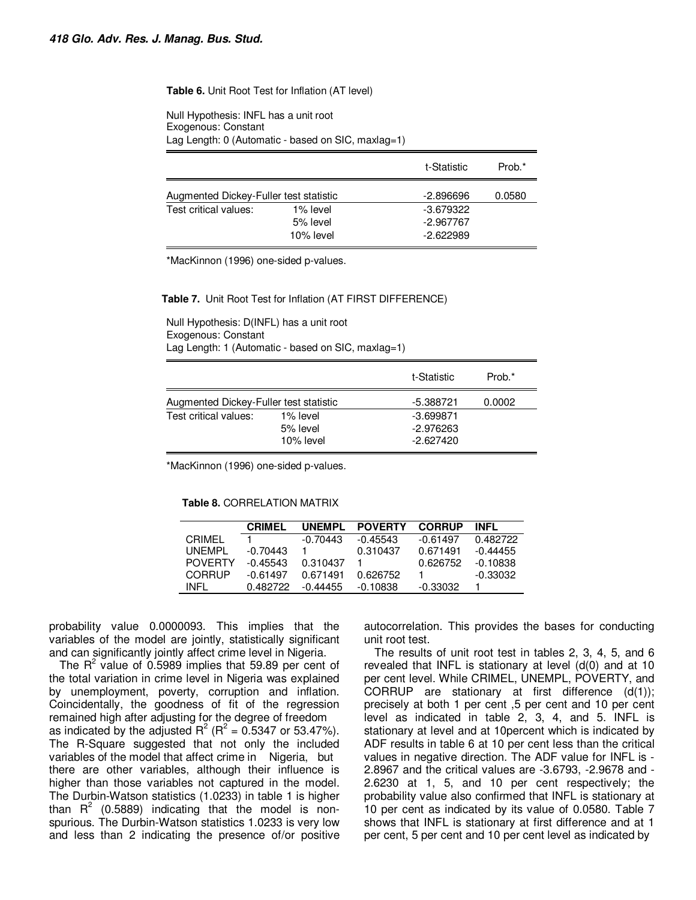**Table 6.** Unit Root Test for Inflation (AT level)

Null Hypothesis: INFL has a unit root
Exogenous: Constant
Lag Length: 0 (Automatic - based on SIC, maxlag=1)

| | | t-Statistic | Prob.* |
|---|---|---|---|
| Augmented Dickey-Fuller test statistic | | -2.896696 | 0.0580 |
| Test critical values: | 1% level | -3.679322 | |
| | 5% level | -2.967767 | |
| | 10% level | -2.622989 | |

*MacKinnon (1996) one-sided p-values.

**Table 7.** Unit Root Test for Inflation (AT FIRST DIFFERENCE)

Null Hypothesis: D(INFL) has a unit root
Exogenous: Constant
Lag Length: 1 (Automatic - based on SIC, maxlag=1)

| | | t-Statistic | Prob.* |
|---|---|---|---|
| Augmented Dickey-Fuller test statistic | | -5.388721 | 0.0002 |
| Test critical values: | 1% level | -3.699871 | |
| | 5% level | -2.976263 | |
| | 10% level | -2.627420 | |

*MacKinnon (1996) one-sided p-values.

**Table 8.** CORRELATION MATRIX

| | CRIMEL | UNEMPL | POVERTY | CORRUP | INFL |
|---|---|---|---|---|---|
| CRIMEL | 1 | -0.70443 | -0.45543 | -0.61497 | 0.482722 |
| UNEMPL | -0.70443 | 1 | 0.310437 | 0.671491 | -0.44455 |
| POVERTY | -0.45543 | 0.310437 | 1 | 0.626752 | -0.10838 |
| CORRUP | -0.61497 | 0.671491 | 0.626752 | 1 | -0.33032 |
| INFL | 0.482722 | -0.44455 | -0.10838 | -0.33032 | 1 |

probability value 0.0000093. This implies that the variables of the model are jointly, statistically significant and can significantly jointly affect crime level in Nigeria.

The $R^2$ value of 0.5989 implies that 59.89 per cent of the total variation in crime level in Nigeria was explained by unemployment, poverty, corruption and inflation. Coincidentally, the goodness of fit of the regression remained high after adjusting for the degree of freedom as indicated by the adjusted $R^2$ ($R^2$ = 0.5347 or 53.47%). The R-Square suggested that not only the included variables of the model that affect crime in Nigeria, but there are other variables, although their influence is higher than those variables not captured in the model. The Durbin-Watson statistics (1.0233) in table 1 is higher than $R^2$ (0.5889) indicating that the model is non-spurious. The Durbin-Watson statistics 1.0233 is very low and less than 2 indicating the presence of/or positive autocorrelation. This provides the bases for conducting unit root test.

The results of unit root test in tables 2, 3, 4, 5, and 6 revealed that INFL is stationary at level (d(0) and at 10 per cent level. While CRIMEL, UNEMPL, POVERTY, and CORRUP are stationary at first difference (d(1)); precisely at both 1 per cent ,5 per cent and 10 per cent level as indicated in table 2, 3, 4, and 5. INFL is stationary at level and at 10percent which is indicated by ADF results in table 6 at 10 per cent less than the critical values in negative direction. The ADF value for INFL is -2.8967 and the critical values are -3.6793, -2.9678 and -2.6230 at 1, 5, and 10 per cent respectively; the probability value also confirmed that INFL is stationary at 10 per cent as indicated by its value of 0.0580. Table 7 shows that INFL is stationary at first difference and at 1 per cent, 5 per cent and 10 per cent level as indicated by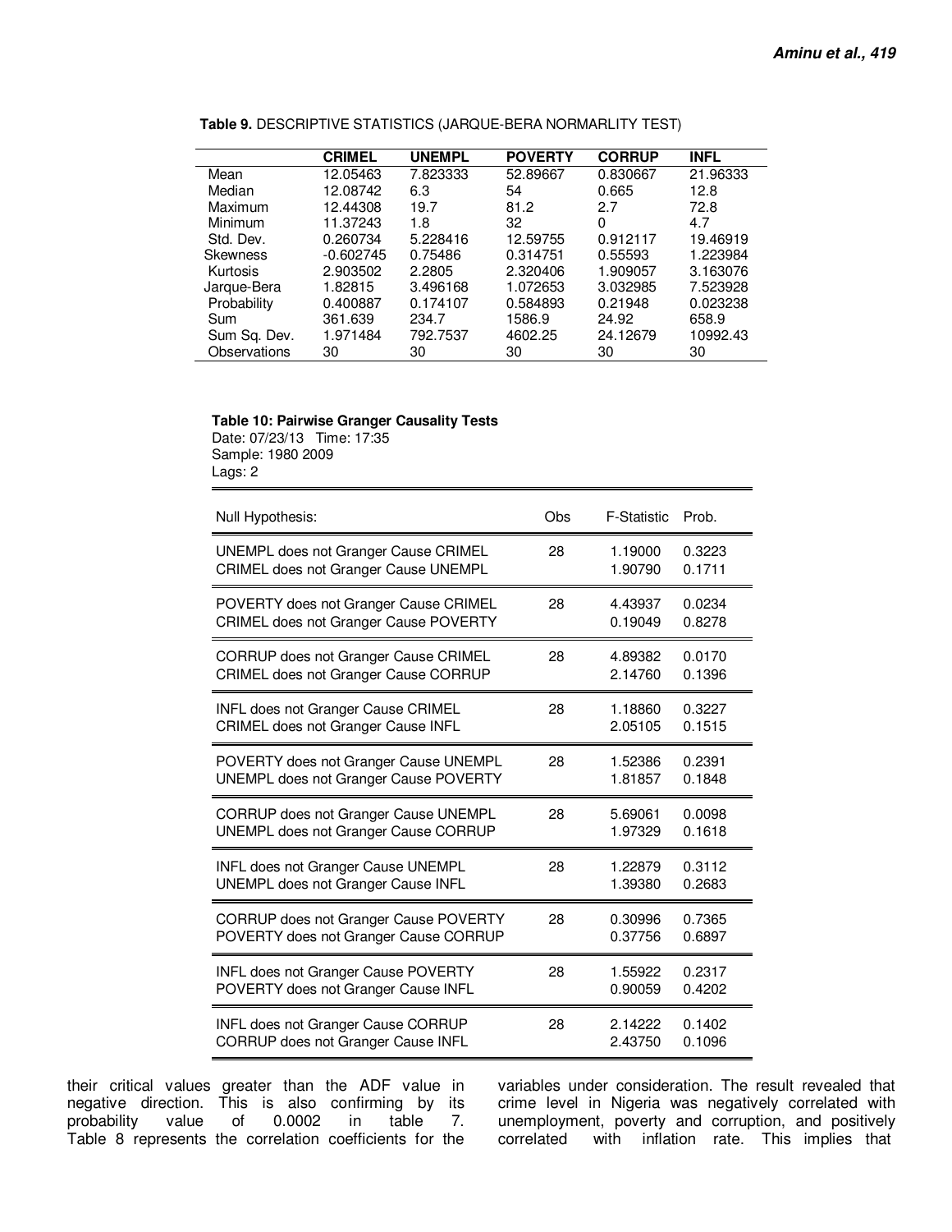**Table 9.** DESCRIPTIVE STATISTICS (JARQUE-BERA NORMARLITY TEST)

| | CRIMEL | UNEMPL | POVERTY | CORRUP | INFL |
|---|---|---|---|---|---|
| Mean | 12.05463 | 7.823333 | 52.89667 | 0.830667 | 21.96333 |
| Median | 12.08742 | 6.3 | 54 | 0.665 | 12.8 |
| Maximum | 12.44308 | 19.7 | 81.2 | 2.7 | 72.8 |
| Minimum | 11.37243 | 1.8 | 32 | 0 | 4.7 |
| Std. Dev. | 0.260734 | 5.228416 | 12.59755 | 0.912117 | 19.46919 |
| Skewness | -0.602745 | 0.75486 | 0.314751 | 0.55593 | 1.223984 |
| Kurtosis | 2.903502 | 2.2805 | 2.320406 | 1.909057 | 3.163076 |
| Jarque-Bera | 1.82815 | 3.496168 | 1.072653 | 3.032985 | 7.523928 |
| Probability | 0.400887 | 0.174107 | 0.584893 | 0.21948 | 0.023238 |
| Sum | 361.639 | 234.7 | 1586.9 | 24.92 | 658.9 |
| Sum Sq. Dev. | 1.971484 | 792.7537 | 4602.25 | 24.12679 | 10992.43 |
| Observations | 30 | 30 | 30 | 30 | 30 |

**Table 10: Pairwise Granger Causality Tests**

Date: 07/23/13 Time: 17:35
Sample: 1980 2009
Lags: 2

| Null Hypothesis: | Obs | F-Statistic | Prob. |
|---|---|---|---|
| UNEMPL does not Granger Cause CRIMEL | 28 | 1.19000 | 0.3223 |
| CRIMEL does not Granger Cause UNEMPL | | 1.90790 | 0.1711 |
| POVERTY does not Granger Cause CRIMEL | 28 | 4.43937 | 0.0234 |
| CRIMEL does not Granger Cause POVERTY | | 0.19049 | 0.8278 |
| CORRUP does not Granger Cause CRIMEL | 28 | 4.89382 | 0.0170 |
| CRIMEL does not Granger Cause CORRUP | | 2.14760 | 0.1396 |
| INFL does not Granger Cause CRIMEL | 28 | 1.18860 | 0.3227 |
| CRIMEL does not Granger Cause INFL | | 2.05105 | 0.1515 |
| POVERTY does not Granger Cause UNEMPL | 28 | 1.52386 | 0.2391 |
| UNEMPL does not Granger Cause POVERTY | | 1.81857 | 0.1848 |
| CORRUP does not Granger Cause UNEMPL | 28 | 5.69061 | 0.0098 |
| UNEMPL does not Granger Cause CORRUP | | 1.97329 | 0.1618 |
| INFL does not Granger Cause UNEMPL | 28 | 1.22879 | 0.3112 |
| UNEMPL does not Granger Cause INFL | | 1.39380 | 0.2683 |
| CORRUP does not Granger Cause POVERTY | 28 | 0.30996 | 0.7365 |
| POVERTY does not Granger Cause CORRUP | | 0.37756 | 0.6897 |
| INFL does not Granger Cause POVERTY | 28 | 1.55922 | 0.2317 |
| POVERTY does not Granger Cause INFL | | 0.90059 | 0.4202 |
| INFL does not Granger Cause CORRUP | 28 | 2.14222 | 0.1402 |
| CORRUP does not Granger Cause INFL | | 2.43750 | 0.1096 |

their critical values greater than the ADF value in negative direction. This is also confirming by its probability value of 0.0002 in table 7. Table 8 represents the correlation coefficients for the variables under consideration. The result revealed that crime level in Nigeria was negatively correlated with unemployment, poverty and corruption, and positively correlated with inflation rate. This implies that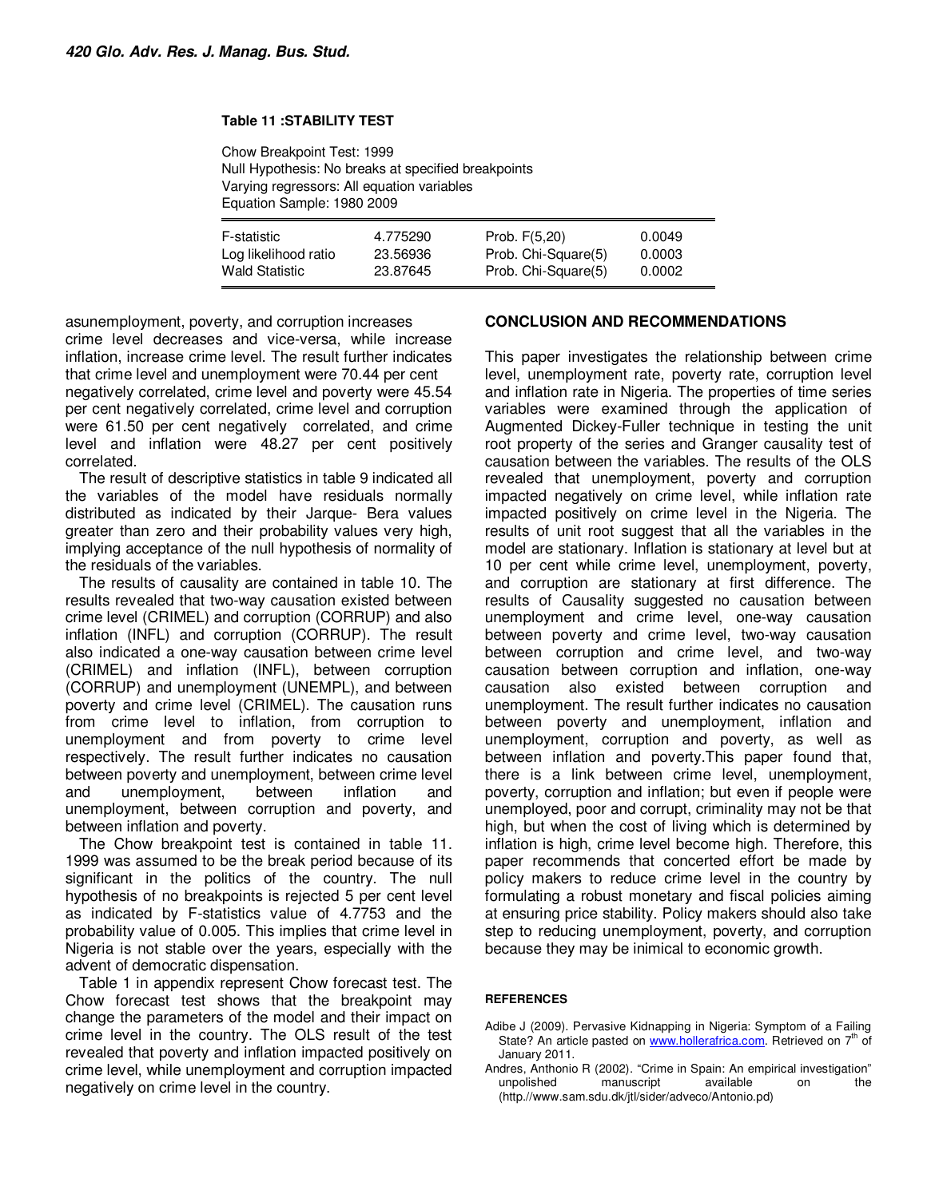**Table 11 :STABILITY TEST**

Chow Breakpoint Test: 1999
Null Hypothesis: No breaks at specified breakpoints
Varying regressors: All equation variables
Equation Sample: 1980 2009

| | | | |
|---|---|---|---|
| F-statistic | 4.775290 | Prob. F(5,20) | 0.0049 |
| Log likelihood ratio | 23.56936 | Prob. Chi-Square(5) | 0.0003 |
| Wald Statistic | 23.87645 | Prob. Chi-Square(5) | 0.0002 |

asunemployment, poverty, and corruption increases crime level decreases and vice-versa, while increase inflation, increase crime level. The result further indicates that crime level and unemployment were 70.44 per cent negatively correlated, crime level and poverty were 45.54 per cent negatively correlated, crime level and corruption were 61.50 per cent negatively correlated, and crime level and inflation were 48.27 per cent positively correlated.

The result of descriptive statistics in table 9 indicated all the variables of the model have residuals normally distributed as indicated by their Jarque- Bera values greater than zero and their probability values very high, implying acceptance of the null hypothesis of normality of the residuals of the variables.

The results of causality are contained in table 10. The results revealed that two-way causation existed between crime level (CRIMEL) and corruption (CORRUP) and also inflation (INFL) and corruption (CORRUP). The result also indicated a one-way causation between crime level (CRIMEL) and inflation (INFL), between corruption (CORRUP) and unemployment (UNEMPL), and between poverty and crime level (CRIMEL). The causation runs from crime level to inflation, from corruption to unemployment and from poverty to crime level respectively. The result further indicates no causation between poverty and unemployment, between crime level and unemployment, between inflation and unemployment, between corruption and poverty, and between inflation and poverty.

The Chow breakpoint test is contained in table 11. 1999 was assumed to be the break period because of its significant in the politics of the country. The null hypothesis of no breakpoints is rejected 5 per cent level as indicated by F-statistics value of 4.7753 and the probability value of 0.005. This implies that crime level in Nigeria is not stable over the years, especially with the advent of democratic dispensation.

Table 1 in appendix represent Chow forecast test. The Chow forecast test shows that the breakpoint may change the parameters of the model and their impact on crime level in the country. The OLS result of the test revealed that poverty and inflation impacted positively on crime level, while unemployment and corruption impacted negatively on crime level in the country.

## CONCLUSION AND RECOMMENDATIONS

This paper investigates the relationship between crime level, unemployment rate, poverty rate, corruption level and inflation rate in Nigeria. The properties of time series variables were examined through the application of Augmented Dickey-Fuller technique in testing the unit root property of the series and Granger causality test of causation between the variables. The results of the OLS revealed that unemployment, poverty and corruption impacted negatively on crime level, while inflation rate impacted positively on crime level in the Nigeria. The results of unit root suggest that all the variables in the model are stationary. Inflation is stationary at level but at 10 per cent while crime level, unemployment, poverty, and corruption are stationary at first difference. The results of Causality suggested no causation between unemployment and crime level, one-way causation between poverty and crime level, two-way causation between corruption and crime level, and two-way causation between corruption and inflation, one-way causation also existed between corruption and unemployment. The result further indicates no causation between poverty and unemployment, inflation and unemployment, corruption and poverty, as well as between inflation and poverty.This paper found that, there is a link between crime level, unemployment, poverty, corruption and inflation; but even if people were unemployed, poor and corrupt, criminality may not be that high, but when the cost of living which is determined by inflation is high, crime level become high. Therefore, this paper recommends that concerted effort be made by policy makers to reduce crime level in the country by formulating a robust monetary and fiscal policies aiming at ensuring price stability. Policy makers should also take step to reducing unemployment, poverty, and corruption because they may be inimical to economic growth.

### REFERENCES

Adibe J (2009). Pervasive Kidnapping in Nigeria: Symptom of a Failing State? An article pasted on www.hollerafrica.com. Retrieved on 7th of January 2011.

Andres, Anthonio R (2002). "Crime in Spain: An empirical investigation" unpolished manuscript available on the (http://www.sam.sdu.dk/jtl/sider/adveco/Antonio.pd)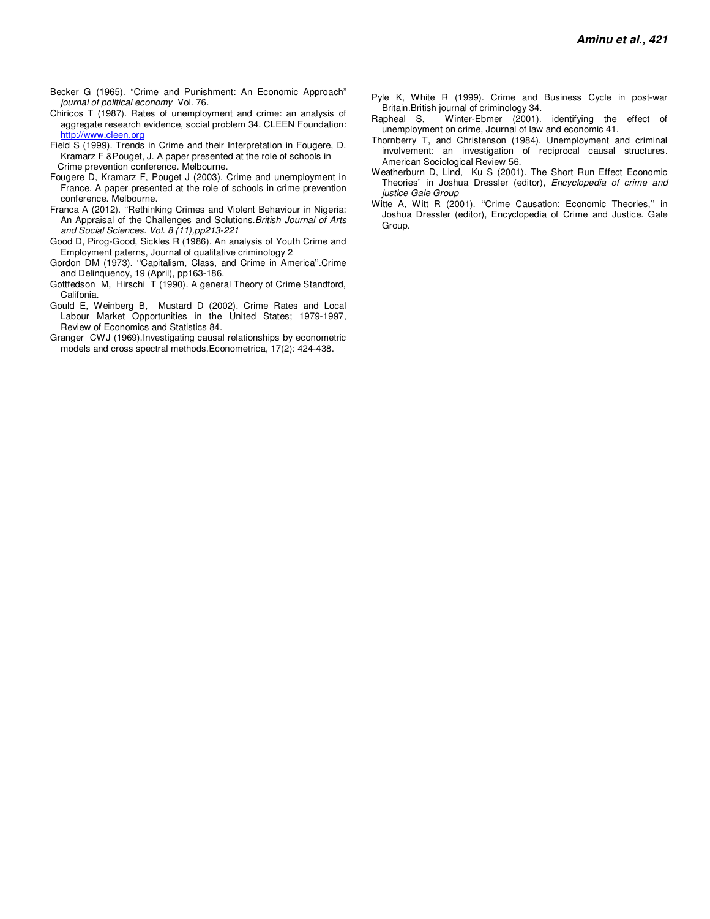Becker G (1965). “Crime and Punishment: An Economic Approach” *journal of political economy* Vol. 76.

Chiricos T (1987). Rates of unemployment and crime: an analysis of aggregate research evidence, social problem 34. CLEEN Foundation: http://www.cleen.org

Field S (1999). Trends in Crime and their Interpretation in Fougere, D. Kramarz F &Pouget, J. A paper presented at the role of schools in Crime prevention conference. Melbourne.

Fougere D, Kramarz F, Pouget J (2003). Crime and unemployment in France. A paper presented at the role of schools in crime prevention conference. Melbourne.

Franca A (2012). ‘’Rethinking Crimes and Violent Behaviour in Nigeria: An Appraisal of the Challenges and Solutions.*British Journal of Arts and Social Sciences. Vol. 8 (11),pp213-221*

Good D, Pirog-Good, Sickles R (1986). An analysis of Youth Crime and Employment paterns, Journal of qualitative criminology 2

Gordon DM (1973). ‘’Capitalism, Class, and Crime in America’’.Crime and Delinquency, 19 (April), pp163-186.

Gottfedson M, Hirschi T (1990). A general Theory of Crime Standford, Califonia.

Gould E, Weinberg B, Mustard D (2002). Crime Rates and Local Labour Market Opportunities in the United States; 1979-1997, Review of Economics and Statistics 84.

Granger CWJ (1969).Investigating causal relationships by econometric models and cross spectral methods.Econometrica, 17(2): 424-438.

Pyle K, White R (1999). Crime and Business Cycle in post-war Britain.British journal of criminology 34.

Rapheal S, Winter-Ebmer (2001). identifying the effect of unemployment on crime, Journal of law and economic 41.

Thornberry T, and Christenson (1984). Unemployment and criminal involvement: an investigation of reciprocal causal structures. American Sociological Review 56.

Weatherburn D, Lind, Ku S (2001). The Short Run Effect Economic Theories” in Joshua Dressler (editor), *Encyclopedia of crime and justice Gale Group*

Witte A, Witt R (2001). ‘’Crime Causation: Economic Theories,’’ in Joshua Dressler (editor), Encyclopedia of Crime and Justice. Gale Group.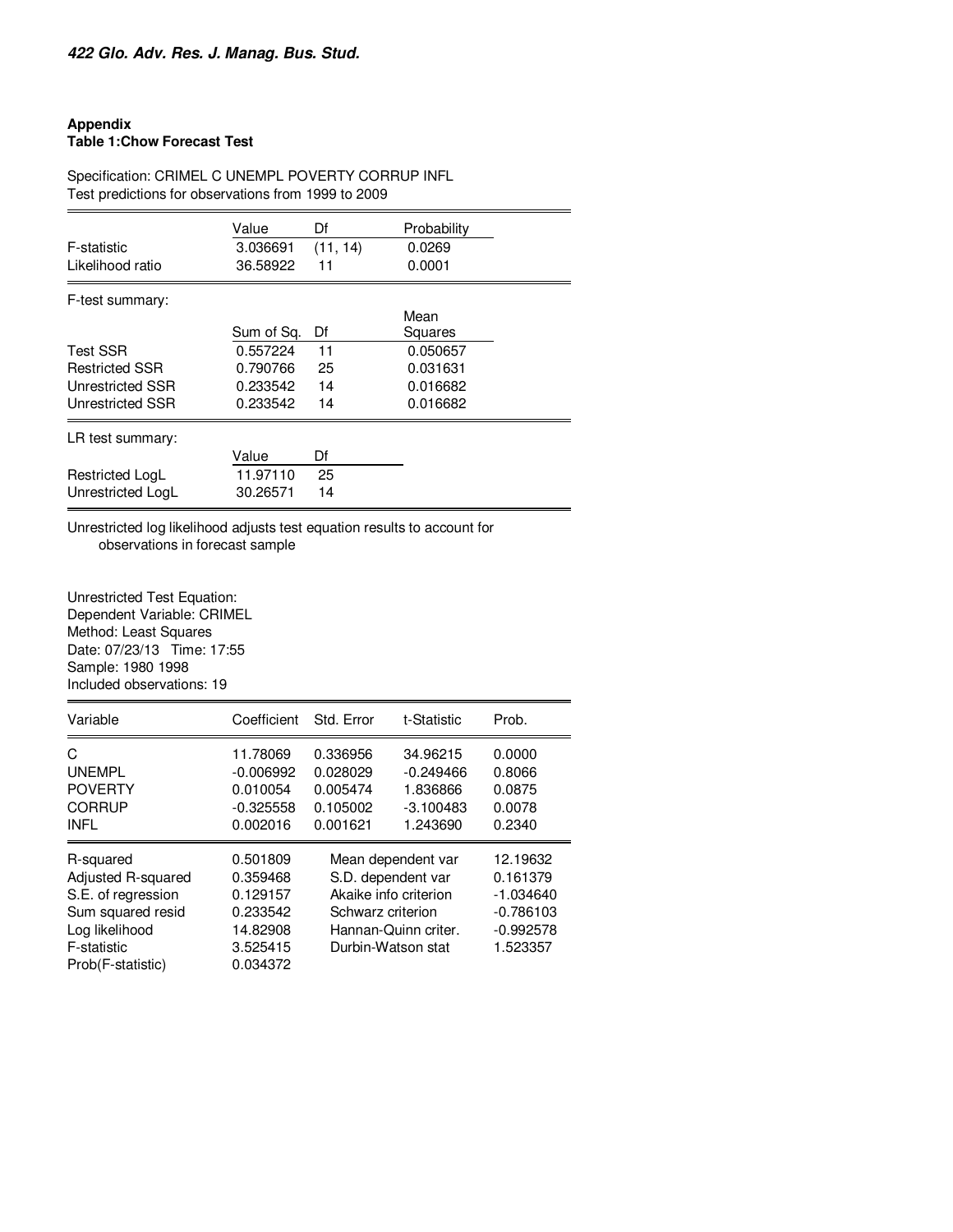**Appendix**

**Table 1:Chow Forecast Test**

Specification: CRIMEL C UNEMPL POVERTY CORRUP INFL
Test predictions for observations from 1999 to 2009

| | Value | Df | Probability |
|---|---|---|---|
| F-statistic | 3.036691 | (11, 14) | 0.0269 |
| Likelihood ratio | 36.58922 | 11 | 0.0001 |

F-test summary:

| | Sum of Sq. | Df | Mean Squares |
|---|---|---|---|
| Test SSR | 0.557224 | 11 | 0.050657 |
| Restricted SSR | 0.790766 | 25 | 0.031631 |
| Unrestricted SSR | 0.233542 | 14 | 0.016682 |
| Unrestricted SSR | 0.233542 | 14 | 0.016682 |

LR test summary:

| | Value | Df |
|---|---|---|
| Restricted LogL | 11.97110 | 25 |
| Unrestricted LogL | 30.26571 | 14 |

Unrestricted log likelihood adjusts test equation results to account for observations in forecast sample

Unrestricted Test Equation:
Dependent Variable: CRIMEL
Method: Least Squares
Date: 07/23/13 Time: 17:55
Sample: 1980 1998
Included observations: 19

| Variable | Coefficient | Std. Error | t-Statistic | Prob. |
|---|---|---|---|---|
| C | 11.78069 | 0.336956 | 34.96215 | 0.0000 |
| UNEMPL | -0.006992 | 0.028029 | -0.249466 | 0.8066 |
| POVERTY | 0.010054 | 0.005474 | 1.836866 | 0.0875 |
| CORRUP | -0.325558 | 0.105002 | -3.100483 | 0.0078 |
| INFL | 0.002016 | 0.001621 | 1.243690 | 0.2340 |

| | | | |
|---|---|---|---|
| R-squared | 0.501809 | Mean dependent var | 12.19632 |
| Adjusted R-squared | 0.359468 | S.D. dependent var | 0.161379 |
| S.E. of regression | 0.129157 | Akaike info criterion | -1.034640 |
| Sum squared resid | 0.233542 | Schwarz criterion | -0.786103 |
| Log likelihood | 14.82908 | Hannan-Quinn criter. | -0.992578 |
| F-statistic | 3.525415 | Durbin-Watson stat | 1.523357 |
| Prob(F-statistic) | 0.034372 | | |